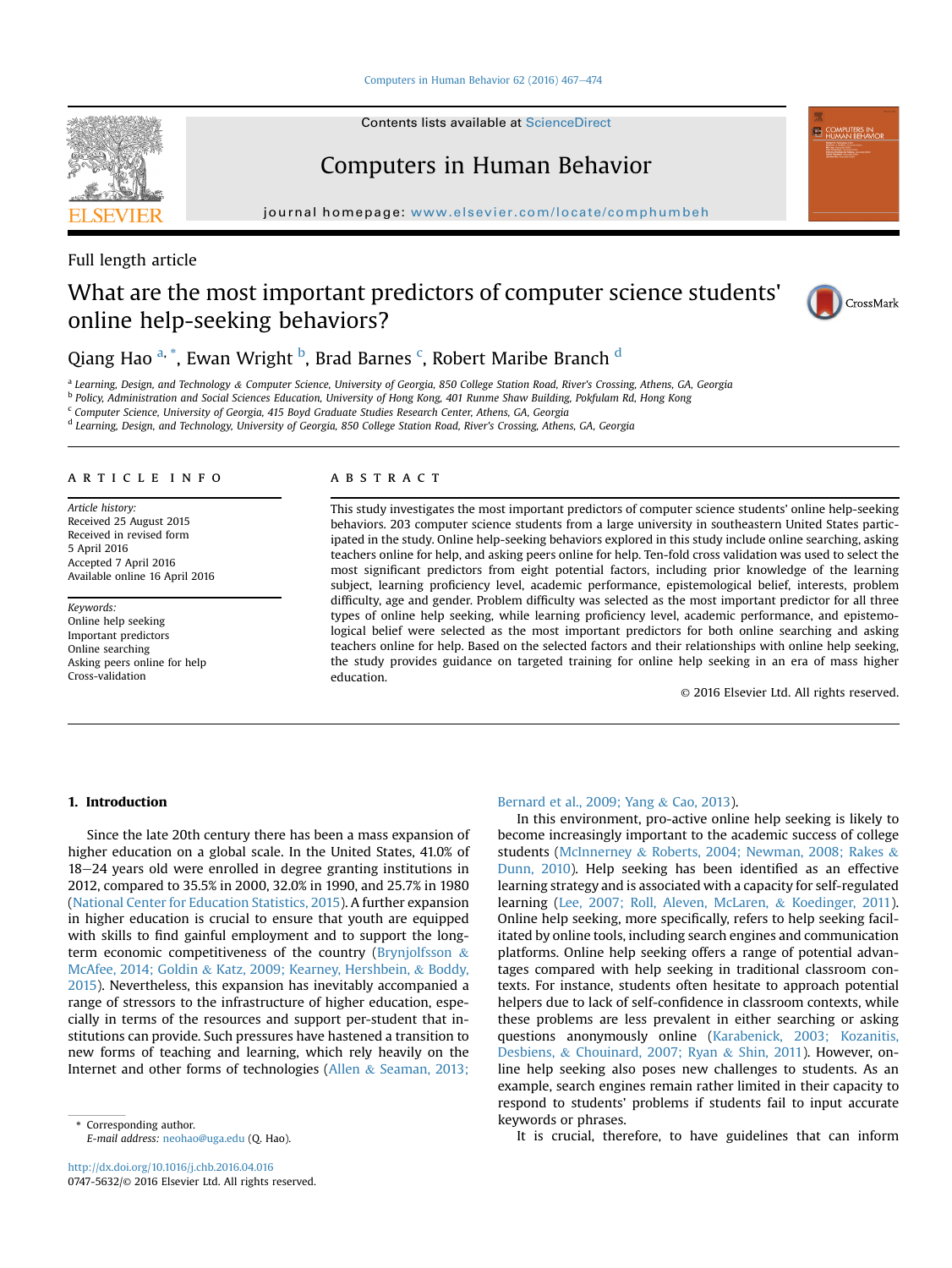Full length article

# What are the most important predictors of computer science students' online help-seeking behaviors?

Qiang Hao [a,*], Ewan Wright [b], Brad Barnes [c], Robert Maribe Branch [d]

[a] Learning, Design, and Technology & Computer Science, University of Georgia, 850 College Station Road, River's Crossing, Athens, GA, Georgia
[b] Policy, Administration and Social Sciences Education, University of Hong Kong, 401 Runme Shaw Building, Pokfulam Rd, Hong Kong
[c] Computer Science, University of Georgia, 415 Boyd Graduate Studies Research Center, Athens, GA, Georgia
[d] Learning, Design, and Technology, University of Georgia, 850 College Station Road, River's Crossing, Athens, GA, Georgia

## ARTICLE INFO

*Article history:*
Received 25 August 2015
Received in revised form
5 April 2016
Accepted 7 April 2016
Available online 16 April 2016

*Keywords:*
Online help seeking
Important predictors
Online searching
Asking peers online for help
Cross-validation

## ABSTRACT

This study investigates the most important predictors of computer science students' online help-seeking behaviors. 203 computer science students from a large university in southeastern United States participated in the study. Online help-seeking behaviors explored in this study include online searching, asking teachers online for help, and asking peers online for help. Ten-fold cross validation was used to select the most significant predictors from eight potential factors, including prior knowledge of the learning subject, learning proficiency level, academic performance, epistemological belief, interests, problem difficulty, age and gender. Problem difficulty was selected as the most important predictor for all three types of online help seeking, while learning proficiency level, academic performance, and epistemological belief were selected as the most important predictors for both online searching and asking teachers online for help. Based on the selected factors and their relationships with online help seeking, the study provides guidance on targeted training for online help seeking in an era of mass higher education.

© 2016 Elsevier Ltd. All rights reserved.

## 1. Introduction

Since the late 20th century there has been a mass expansion of higher education on a global scale. In the United States, 41.0% of 18–24 years old were enrolled in degree granting institutions in 2012, compared to 35.5% in 2000, 32.0% in 1990, and 25.7% in 1980 (National Center for Education Statistics, 2015). A further expansion in higher education is crucial to ensure that youth are equipped with skills to find gainful employment and to support the long-term economic competitiveness of the country (Brynjolfsson & McAfee, 2014; Goldin & Katz, 2009; Kearney, Hershbein, & Boddy, 2015). Nevertheless, this expansion has inevitably accompanied a range of stressors to the infrastructure of higher education, especially in terms of the resources and support per-student that institutions can provide. Such pressures have hastened a transition to new forms of teaching and learning, which rely heavily on the Internet and other forms of technologies (Allen & Seaman, 2013; Bernard et al., 2009; Yang & Cao, 2013).

In this environment, pro-active online help seeking is likely to become increasingly important to the academic success of college students (McInnerney & Roberts, 2004; Newman, 2008; Rakes & Dunn, 2010). Help seeking has been identified as an effective learning strategy and is associated with a capacity for self-regulated learning (Lee, 2007; Roll, Aleven, McLaren, & Koedinger, 2011). Online help seeking, more specifically, refers to help seeking facilitated by online tools, including search engines and communication platforms. Online help seeking offers a range of potential advantages compared with help seeking in traditional classroom contexts. For instance, students often hesitate to approach potential helpers due to lack of self-confidence in classroom contexts, while these problems are less prevalent in either searching or asking questions anonymously online (Karabenick, 2003; Kozanitis, Desbiens, & Chouinard, 2007; Ryan & Shin, 2011). However, online help seeking also poses new challenges to students. As an example, search engines remain rather limited in their capacity to respond to students' problems if students fail to input accurate keywords or phrases.

It is crucial, therefore, to have guidelines that can inform

* Corresponding author.
E-mail address: neohao@uga.edu (Q. Hao).

http://dx.doi.org/10.1016/j.chb.2016.04.016
0747-5632/© 2016 Elsevier Ltd. All rights reserved.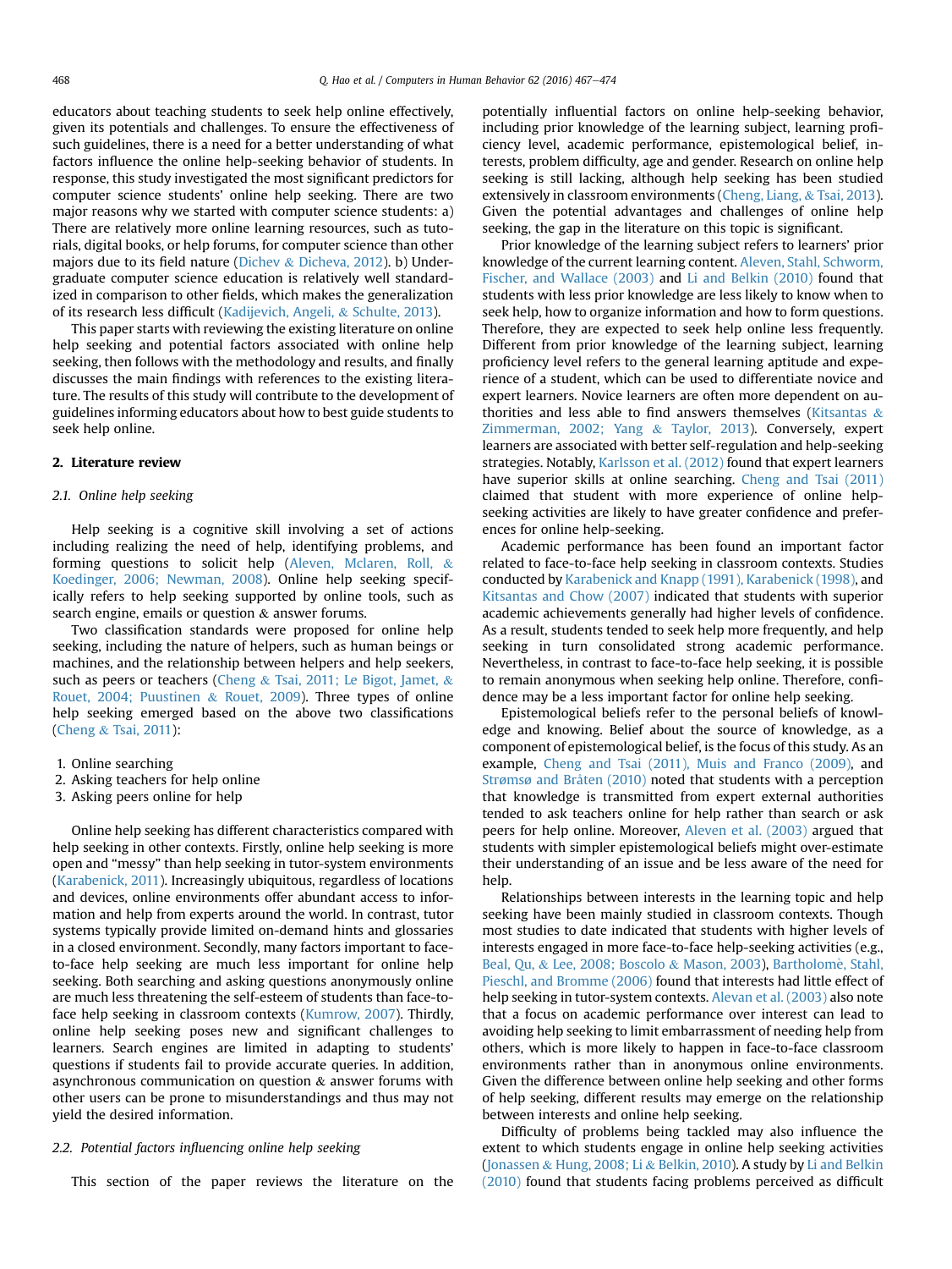educators about teaching students to seek help online effectively, given its potentials and challenges. To ensure the effectiveness of such guidelines, there is a need for a better understanding of what factors influence the online help-seeking behavior of students. In response, this study investigated the most significant predictors for computer science students' online help seeking. There are two major reasons why we started with computer science students: a) There are relatively more online learning resources, such as tutorials, digital books, or help forums, for computer science than other majors due to its field nature (Dichev & Dicheva, 2012). b) Undergraduate computer science education is relatively well standardized in comparison to other fields, which makes the generalization of its research less difficult (Kadijevich, Angeli, & Schulte, 2013).

This paper starts with reviewing the existing literature on online help seeking and potential factors associated with online help seeking, then follows with the methodology and results, and finally discusses the main findings with references to the existing literature. The results of this study will contribute to the development of guidelines informing educators about how to best guide students to seek help online.

## 2. Literature review

### 2.1. Online help seeking

Help seeking is a cognitive skill involving a set of actions including realizing the need of help, identifying problems, and forming questions to solicit help (Aleven, Mclaren, Roll, & Koedinger, 2006; Newman, 2008). Online help seeking specifically refers to help seeking supported by online tools, such as search engine, emails or question & answer forums.

Two classification standards were proposed for online help seeking, including the nature of helpers, such as human beings or machines, and the relationship between helpers and help seekers, such as peers or teachers (Cheng & Tsai, 2011; Le Bigot, Jamet, & Rouet, 2004; Puustinen & Rouet, 2009). Three types of online help seeking emerged based on the above two classifications (Cheng & Tsai, 2011):

1. Online searching
2. Asking teachers for help online
3. Asking peers online for help

Online help seeking has different characteristics compared with help seeking in other contexts. Firstly, online help seeking is more open and "messy" than help seeking in tutor-system environments (Karabenick, 2011). Increasingly ubiquitous, regardless of locations and devices, online environments offer abundant access to information and help from experts around the world. In contrast, tutor systems typically provide limited on-demand hints and glossaries in a closed environment. Secondly, many factors important to face-to-face help seeking are much less important for online help seeking. Both searching and asking questions anonymously online are much less threatening the self-esteem of students than face-to-face help seeking in classroom contexts (Kumrow, 2007). Thirdly, online help seeking poses new and significant challenges to learners. Search engines are limited in adapting to students' questions if students fail to provide accurate queries. In addition, asynchronous communication on question & answer forums with other users can be prone to misunderstandings and thus may not yield the desired information.

### 2.2. Potential factors influencing online help seeking

This section of the paper reviews the literature on the potentially influential factors on online help-seeking behavior, including prior knowledge of the learning subject, learning proficiency level, academic performance, epistemological belief, interests, problem difficulty, age and gender. Research on online help seeking is still lacking, although help seeking has been studied extensively in classroom environments (Cheng, Liang, & Tsai, 2013). Given the potential advantages and challenges of online help seeking, the gap in the literature on this topic is significant.

Prior knowledge of the learning subject refers to learners' prior knowledge of the current learning content. Aleven, Stahl, Schworm, Fischer, and Wallace (2003) and Li and Belkin (2010) found that students with less prior knowledge are less likely to know when to seek help, how to organize information and how to form questions. Therefore, they are expected to seek help online less frequently. Different from prior knowledge of the learning subject, learning proficiency level refers to the general learning aptitude and experience of a student, which can be used to differentiate novice and expert learners. Novice learners are often more dependent on authorities and less able to find answers themselves (Kitsantas & Zimmerman, 2002; Yang & Taylor, 2013). Conversely, expert learners are associated with better self-regulation and help-seeking strategies. Notably, Karlsson et al. (2012) found that expert learners have superior skills at online searching. Cheng and Tsai (2011) claimed that student with more experience of online help-seeking activities are likely to have greater confidence and preferences for online help-seeking.

Academic performance has been found an important factor related to face-to-face help seeking in classroom contexts. Studies conducted by Karabenick and Knapp (1991), Karabenick (1998), and Kitsantas and Chow (2007) indicated that students with superior academic achievements generally had higher levels of confidence. As a result, students tended to seek help more frequently, and help seeking in turn consolidated strong academic performance. Nevertheless, in contrast to face-to-face help seeking, it is possible to remain anonymous when seeking help online. Therefore, confidence may be a less important factor for online help seeking.

Epistemological beliefs refer to the personal beliefs of knowledge and knowing. Belief about the source of knowledge, as a component of epistemological belief, is the focus of this study. As an example, Cheng and Tsai (2011), Muis and Franco (2009), and Strømsø and Bråten (2010) noted that students with a perception that knowledge is transmitted from expert external authorities tended to ask teachers online for help rather than search or ask peers for help online. Moreover, Aleven et al. (2003) argued that students with simpler epistemological beliefs might over-estimate their understanding of an issue and be less aware of the need for help.

Relationships between interests in the learning topic and help seeking have been mainly studied in classroom contexts. Though most studies to date indicated that students with higher levels of interests engaged in more face-to-face help-seeking activities (e.g., Beal, Qu, & Lee, 2008; Boscolo & Mason, 2003), Bartholomé, Stahl, Pieschl, and Bromme (2006) found that interests had little effect of help seeking in tutor-system contexts. Alevan et al. (2003) also note that a focus on academic performance over interest can lead to avoiding help seeking to limit embarrassment of needing help from others, which is more likely to happen in face-to-face classroom environments rather than in anonymous online environments. Given the difference between online help seeking and other forms of help seeking, different results may emerge on the relationship between interests and online help seeking.

Difficulty of problems being tackled may also influence the extent to which students engage in online help seeking activities (Jonassen & Hung, 2008; Li & Belkin, 2010). A study by Li and Belkin (2010) found that students facing problems perceived as difficult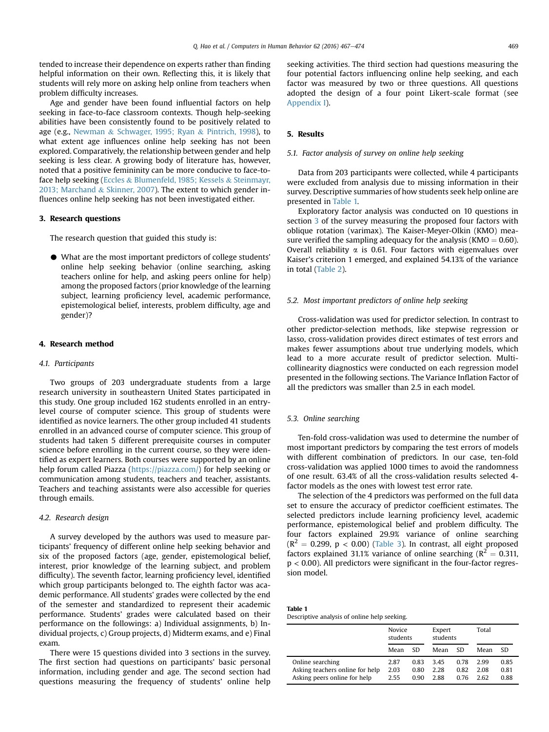tended to increase their dependence on experts rather than finding helpful information on their own. Reflecting this, it is likely that students will rely more on asking help online from teachers when problem difficulty increases.

Age and gender have been found influential factors on help seeking in face-to-face classroom contexts. Though help-seeking abilities have been consistently found to be positively related to age (e.g., Newman & Schwager, 1995; Ryan & Pintrich, 1998), to what extent age influences online help seeking has not been explored. Comparatively, the relationship between gender and help seeking is less clear. A growing body of literature has, however, noted that a positive femininity can be more conducive to face-to-face help seeking (Eccles & Blumenfeld, 1985; Kessels & Steinmayr, 2013; Marchand & Skinner, 2007). The extent to which gender influences online help seeking has not been investigated either.

## 3. Research questions

The research question that guided this study is:

- What are the most important predictors of college students' online help seeking behavior (online searching, asking teachers online for help, and asking peers online for help) among the proposed factors (prior knowledge of the learning subject, learning proficiency level, academic performance, epistemological belief, interests, problem difficulty, age and gender)?

## 4. Research method

### 4.1. Participants

Two groups of 203 undergraduate students from a large research university in southeastern United States participated in this study. One group included 162 students enrolled in an entry-level course of computer science. This group of students were identified as novice learners. The other group included 41 students enrolled in an advanced course of computer science. This group of students had taken 5 different prerequisite courses in computer science before enrolling in the current course, so they were identified as expert learners. Both courses were supported by an online help forum called Piazza (https://piazza.com/) for help seeking or communication among students, teachers and teacher, assistants. Teachers and teaching assistants were also accessible for queries through emails.

### 4.2. Research design

A survey developed by the authors was used to measure participants' frequency of different online help seeking behavior and six of the proposed factors (age, gender, epistemological belief, interest, prior knowledge of the learning subject, and problem difficulty). The seventh factor, learning proficiency level, identified which group participants belonged to. The eighth factor was academic performance. All students' grades were collected by the end of the semester and standardized to represent their academic performance. Students' grades were calculated based on their performance on the followings: a) Individual assignments, b) Individual projects, c) Group projects, d) Midterm exams, and e) Final exam.

There were 15 questions divided into 3 sections in the survey. The first section had questions on participants' basic personal information, including gender and age. The second section had questions measuring the frequency of students' online help seeking activities. The third section had questions measuring the four potential factors influencing online help seeking, and each factor was measured by two or three questions. All questions adopted the design of a four point Likert-scale format (see Appendix I).

## 5. Results

### 5.1. Factor analysis of survey on online help seeking

Data from 203 participants were collected, while 4 participants were excluded from analysis due to missing information in their survey. Descriptive summaries of how students seek help online are presented in Table 1.

Exploratory factor analysis was conducted on 10 questions in section 3 of the survey measuring the proposed four factors with oblique rotation (varimax). The Kaiser-Meyer-Olkin (KMO) measure verified the sampling adequacy for the analysis (KMO = 0.60). Overall reliability $\alpha$ is 0.61. Four factors with eigenvalues over Kaiser's criterion 1 emerged, and explained 54.13% of the variance in total (Table 2).

### 5.2. Most important predictors of online help seeking

Cross-validation was used for predictor selection. In contrast to other predictor-selection methods, like stepwise regression or lasso, cross-validation provides direct estimates of test errors and makes fewer assumptions about true underlying models, which lead to a more accurate result of predictor selection. Multi-collinearity diagnostics were conducted on each regression model presented in the following sections. The Variance Inflation Factor of all the predictors was smaller than 2.5 in each model.

### 5.3. Online searching

Ten-fold cross-validation was used to determine the number of most important predictors by comparing the test errors of models with different combination of predictors. In our case, ten-fold cross-validation was applied 1000 times to avoid the randomness of one result. 63.4% of all the cross-validation results selected 4-factor models as the ones with lowest test error rate.

The selection of the 4 predictors was performed on the full data set to ensure the accuracy of predictor coefficient estimates. The selected predictors include learning proficiency level, academic performance, epistemological belief and problem difficulty. The four factors explained 29.9% variance of online searching ($R^2 = 0.299$, $p < 0.00$) (Table 3). In contrast, all eight proposed factors explained 31.1% variance of online searching ($R^2 = 0.311$, $p < 0.00$). All predictors were significant in the four-factor regression model.

**Table 1**
Descriptive analysis of online help seeking.

| | Novice students | | Expert students | | Total | |
|---|---|---|---|---|---|---|
| | Mean | SD | Mean | SD | Mean | SD |
| Online searching | 2.87 | 0.83 | 3.45 | 0.78 | 2.99 | 0.85 |
| Asking teachers online for help | 2.03 | 0.80 | 2.28 | 0.82 | 2.08 | 0.81 |
| Asking peers online for help | 2.55 | 0.90 | 2.88 | 0.76 | 2.62 | 0.88 |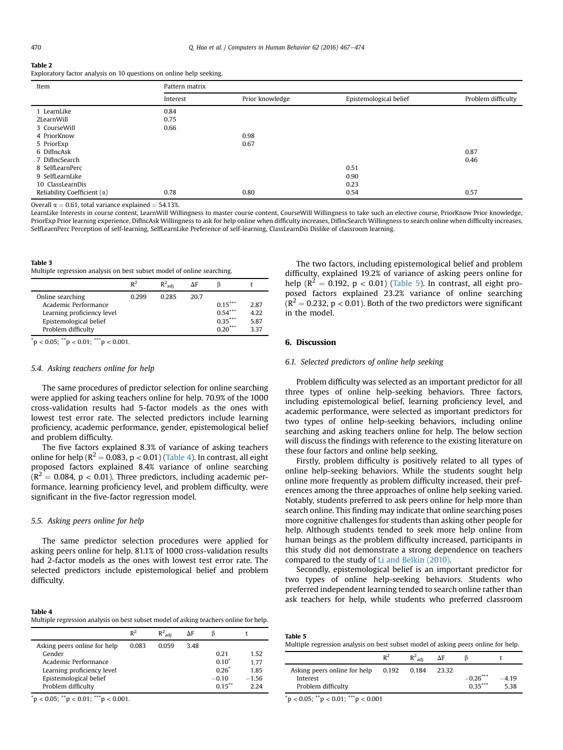**Table 2**
Exploratory factor analysis on 10 questions on online help seeking.

| Item | Pattern matrix | | | |
|---|---|---|---|---|
| | Interest | Prior knowledge | Epistemological belief | Problem difficulty |
| 1 LearnLike | 0.84 | | | |
| 2LearnWill | 0.75 | | | |
| 3 CourseWill | 0.66 | | | |
| 4 PriorKnow | | 0.98 | | |
| 5 PriorExp | | 0.67 | | |
| 6 DifIncAsk | | | | 0.87 |
| 7 DifIncSearch | | | | 0.46 |
| 8 SelfLearnPerc | | | 0.51 | |
| 9 SelfLearnLike | | | 0.90 | |
| 10 ClassLearnDis | | | 0.23 | |
| Reliability Coefficient (α) | 0.78 | 0.80 | 0.54 | 0.57 |

Overall α = 0.61, total variance explained = 54.13%.
LearnLike Interests in course content, LearnWill Willingness to master course content, CourseWill Willingness to take such an elective course, PriorKnow Prior knowledge, PriorExp Prior learning experience, DifIncAsk Willingness to ask for help online when difficulty increases, DifIncSearch Willingness to search online when difficulty increases, SelfLearnPerc Perception of self-learning, SelfLearnLike Preference of self-learning, ClassLearnDis Dislike of classroom learning.

**Table 3**
Multiple regression analysis on best subset model of online searching.

| | $R^2$ | $R^2_{adj}$ | ΔF | β | t |
|---|---|---|---|---|---|
| Online searching | 0.299 | 0.285 | 20.7 | | |
| Academic Performance | | | | $0.15^{***}$ | 2.87 |
| Learning proficiency level | | | | $0.54^{***}$ | 4.22 |
| Epistemological belief | | | | $0.35^{***}$ | 5.87 |
| Problem difficulty | | | | $0.20^{***}$ | 3.37 |

$^{*}p < 0.05$; $^{**}p < 0.01$; $^{***}p < 0.001$.

### 5.4. Asking teachers online for help

The same procedures of predictor selection for online searching were applied for asking teachers online for help. 70.9% of the 1000 cross-validation results had 5-factor models as the ones with lowest test error rate. The selected predictors include learning proficiency, academic performance, gender, epistemological belief and problem difficulty.

The five factors explained 8.3% of variance of asking teachers online for help ($R^2 = 0.083$, $p < 0.01$) (Table 4). In contrast, all eight proposed factors explained 8.4% variance of online searching ($R^2 = 0.084$, $p < 0.01$). Three predictors, including academic performance, learning proficiency level, and problem difficulty, were significant in the five-factor regression model.

### 5.5. Asking peers online for help

The same predictor selection procedures were applied for asking peers online for help. 81.1% of 1000 cross-validation results had 2-factor models as the ones with lowest test error rate. The selected predictors include epistemological belief and problem difficulty.

**Table 4**
Multiple regression analysis on best subset model of asking teachers online for help.

| | $R^2$ | $R^2_{adj}$ | ΔF | β | t |
|---|---|---|---|---|---|
| Asking peers online for help | 0.083 | 0.059 | 3.48 | | |
| Gender | | | | 0.21 | 1.52 |
| Academic Performance | | | | $0.10^{*}$ | 1.77 |
| Learning proficiency level | | | | $0.26^{*}$ | 1.85 |
| Epistemological belief | | | | −0.10 | −1.56 |
| Problem difficulty | | | | $0.15^{**}$ | 2.24 |

$^{*}p < 0.05$; $^{**}p < 0.01$; $^{***}p < 0.001$.

The two factors, including epistemological belief and problem difficulty, explained 19.2% of variance of asking peers online for help ($R^2 = 0.192$, $p < 0.01$) (Table 5). In contrast, all eight proposed factors explained 23.2% variance of online searching ($R^2 = 0.232$, $p < 0.01$). Both of the two predictors were significant in the model.

## 6. Discussion

### 6.1. Selected predictors of online help seeking

Problem difficulty was selected as an important predictor for all three types of online help-seeking behaviors. Three factors, including epistemological belief, learning proficiency level, and academic performance, were selected as important predictors for two types of online help-seeking behaviors, including online searching and asking teachers online for help. The below section will discuss the findings with reference to the existing literature on these four factors and online help seeking.

Firstly, problem difficulty is positively related to all types of online help-seeking behaviors. While the students sought help online more frequently as problem difficulty increased, their preferences among the three approaches of online help seeking varied. Notably, students preferred to ask peers online for help more than search online. This finding may indicate that online searching poses more cognitive challenges for students than asking other people for help. Although students tended to seek more help online from human beings as the problem difficulty increased, participants in this study did not demonstrate a strong dependence on teachers compared to the study of Li and Belkin (2010).

Secondly, epistemological belief is an important predictor for two types of online help-seeking behaviors. Students who preferred independent learning tended to search online rather than ask teachers for help, while students who preferred classroom

**Table 5**
Multiple regression analysis on best subset model of asking peers online for help.

| | $R^2$ | $R^2_{adj}$ | ΔF | β | t |
|---|---|---|---|---|---|
| Asking peers online for help | 0.192 | 0.184 | 23.32 | | |
| Interest | | | | $-0.26^{***}$ | −4.19 |
| Problem difficulty | | | | $0.35^{***}$ | 5.38 |

$^{*}p < 0.05$; $^{**}p < 0.01$; $^{***}p < 0.001$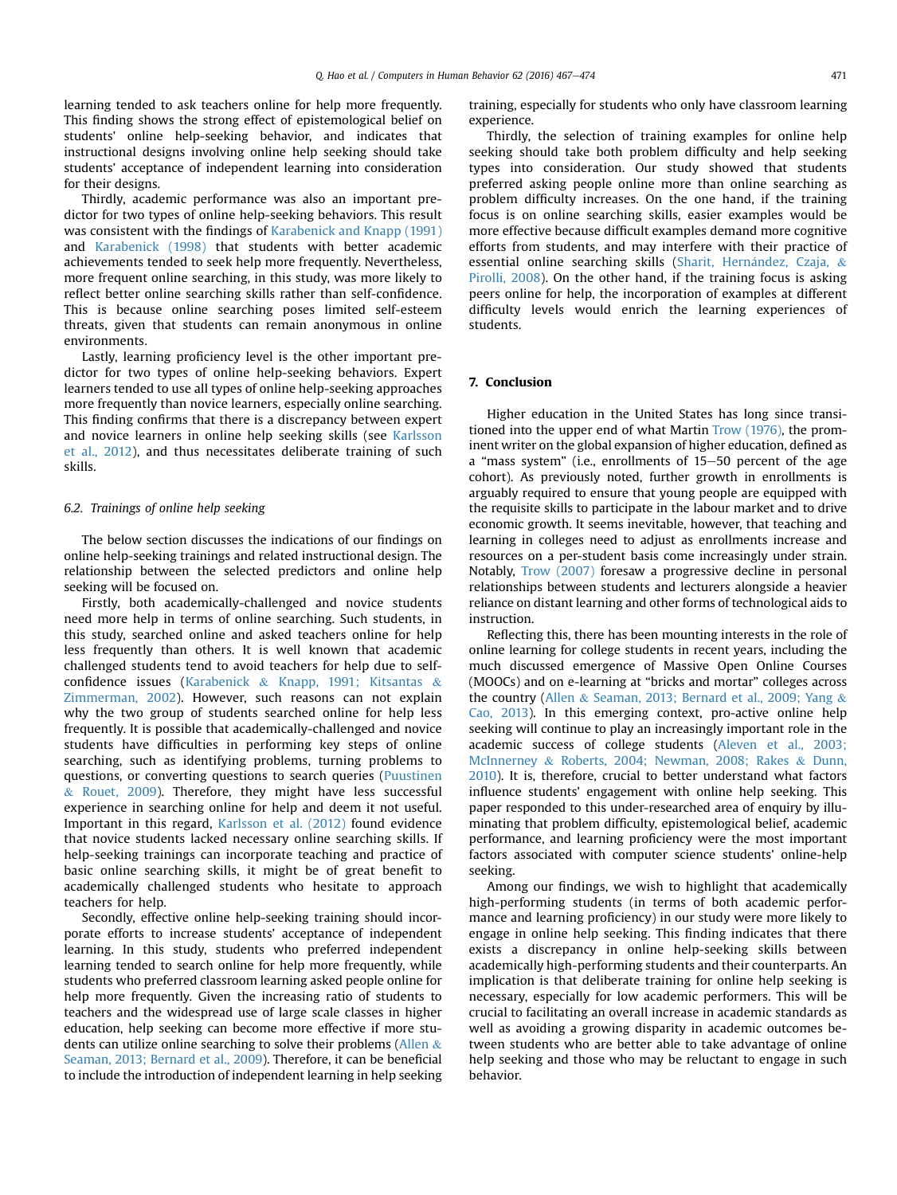learning tended to ask teachers online for help more frequently. This finding shows the strong effect of epistemological belief on students' online help-seeking behavior, and indicates that instructional designs involving online help seeking should take students' acceptance of independent learning into consideration for their designs.

Thirdly, academic performance was also an important predictor for two types of online help-seeking behaviors. This result was consistent with the findings of Karabenick and Knapp (1991) and Karabenick (1998) that students with better academic achievements tended to seek help more frequently. Nevertheless, more frequent online searching, in this study, was more likely to reflect better online searching skills rather than self-confidence. This is because online searching poses limited self-esteem threats, given that students can remain anonymous in online environments.

Lastly, learning proficiency level is the other important predictor for two types of online help-seeking behaviors. Expert learners tended to use all types of online help-seeking approaches more frequently than novice learners, especially online searching. This finding confirms that there is a discrepancy between expert and novice learners in online help seeking skills (see Karlsson et al., 2012), and thus necessitates deliberate training of such skills.

### 6.2. Trainings of online help seeking

The below section discusses the indications of our findings on online help-seeking trainings and related instructional design. The relationship between the selected predictors and online help seeking will be focused on.

Firstly, both academically-challenged and novice students need more help in terms of online searching. Such students, in this study, searched online and asked teachers online for help less frequently than others. It is well known that academic challenged students tend to avoid teachers for help due to self-confidence issues (Karabenick & Knapp, 1991; Kitsantas & Zimmerman, 2002). However, such reasons can not explain why the two group of students searched online for help less frequently. It is possible that academically-challenged and novice students have difficulties in performing key steps of online searching, such as identifying problems, turning problems to questions, or converting questions to search queries (Puustinen & Rouet, 2009). Therefore, they might have less successful experience in searching online for help and deem it not useful. Important in this regard, Karlsson et al. (2012) found evidence that novice students lacked necessary online searching skills. If help-seeking trainings can incorporate teaching and practice of basic online searching skills, it might be of great benefit to academically challenged students who hesitate to approach teachers for help.

Secondly, effective online help-seeking training should incorporate efforts to increase students' acceptance of independent learning. In this study, students who preferred independent learning tended to search online for help more frequently, while students who preferred classroom learning asked people online for help more frequently. Given the increasing ratio of students to teachers and the widespread use of large scale classes in higher education, help seeking can become more effective if more students can utilize online searching to solve their problems (Allen & Seaman, 2013; Bernard et al., 2009). Therefore, it can be beneficial to include the introduction of independent learning in help seeking training, especially for students who only have classroom learning experience.

Thirdly, the selection of training examples for online help seeking should take both problem difficulty and help seeking types into consideration. Our study showed that students preferred asking people online more than online searching as problem difficulty increases. On the one hand, if the training focus is on online searching skills, easier examples would be more effective because difficult examples demand more cognitive efforts from students, and may interfere with their practice of essential online searching skills (Sharit, Hernández, Czaja, & Pirolli, 2008). On the other hand, if the training focus is asking peers online for help, the incorporation of examples at different difficulty levels would enrich the learning experiences of students.

## 7. Conclusion

Higher education in the United States has long since transitioned into the upper end of what Martin Trow (1976), the prominent writer on the global expansion of higher education, defined as a "mass system" (i.e., enrollments of 15–50 percent of the age cohort). As previously noted, further growth in enrollments is arguably required to ensure that young people are equipped with the requisite skills to participate in the labour market and to drive economic growth. It seems inevitable, however, that teaching and learning in colleges need to adjust as enrollments increase and resources on a per-student basis come increasingly under strain. Notably, Trow (2007) foresaw a progressive decline in personal relationships between students and lecturers alongside a heavier reliance on distant learning and other forms of technological aids to instruction.

Reflecting this, there has been mounting interests in the role of online learning for college students in recent years, including the much discussed emergence of Massive Open Online Courses (MOOCs) and on e-learning at "bricks and mortar" colleges across the country (Allen & Seaman, 2013; Bernard et al., 2009; Yang & Cao, 2013). In this emerging context, pro-active online help seeking will continue to play an increasingly important role in the academic success of college students (Aleven et al., 2003; McInnerney & Roberts, 2004; Newman, 2008; Rakes & Dunn, 2010). It is, therefore, crucial to better understand what factors influence students' engagement with online help seeking. This paper responded to this under-researched area of enquiry by illuminating that problem difficulty, epistemological belief, academic performance, and learning proficiency were the most important factors associated with computer science students' online-help seeking.

Among our findings, we wish to highlight that academically high-performing students (in terms of both academic performance and learning proficiency) in our study were more likely to engage in online help seeking. This finding indicates that there exists a discrepancy in online help-seeking skills between academically high-performing students and their counterparts. An implication is that deliberate training for online help seeking is necessary, especially for low academic performers. This will be crucial to facilitating an overall increase in academic standards as well as avoiding a growing disparity in academic outcomes between students who are better able to take advantage of online help seeking and those who may be reluctant to engage in such behavior.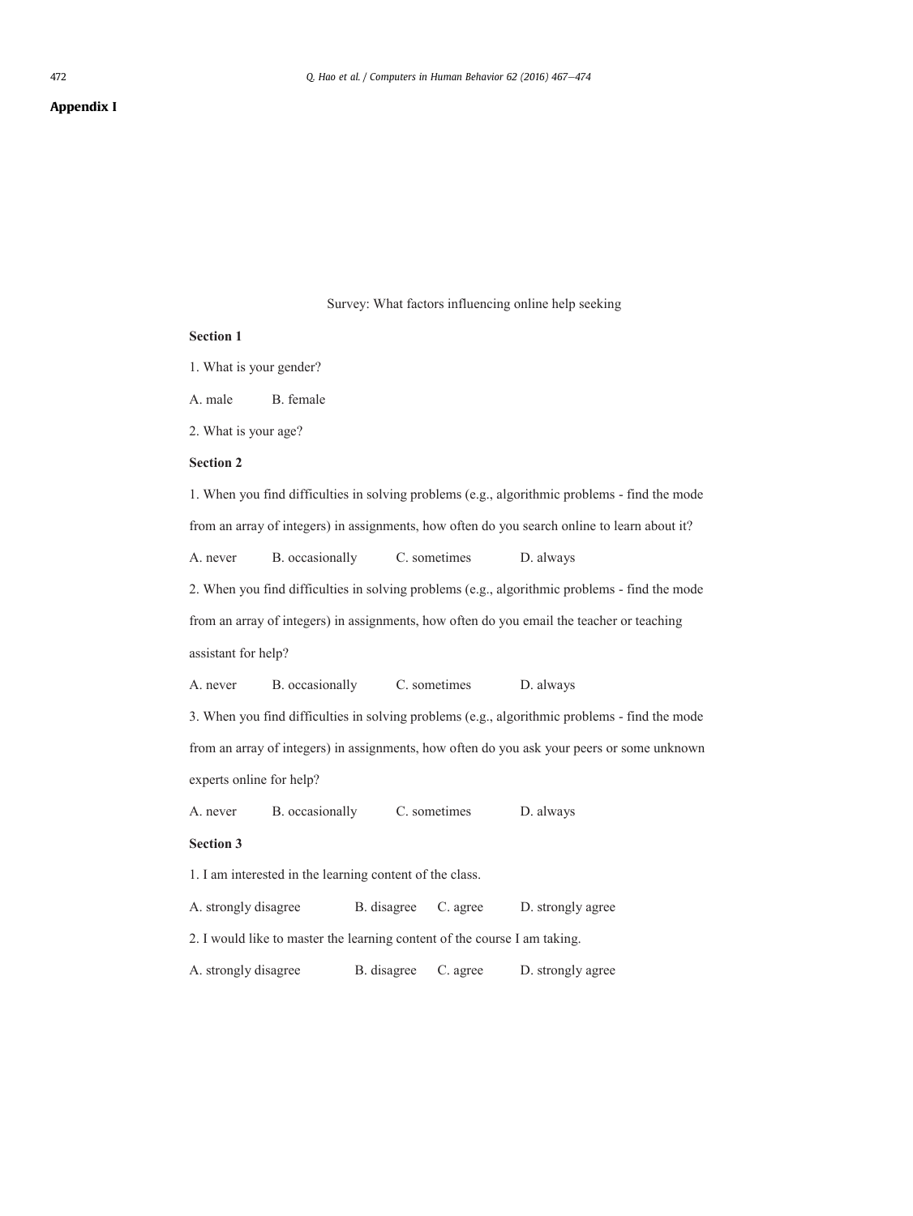## Appendix I

Survey: What factors influencing online help seeking

**Section 1**

1. What is your gender?

A. male B. female

2. What is your age?

**Section 2**

1. When you find difficulties in solving problems (e.g., algorithmic problems - find the mode from an array of integers) in assignments, how often do you search online to learn about it?

A. never B. occasionally C. sometimes D. always

2. When you find difficulties in solving problems (e.g., algorithmic problems - find the mode from an array of integers) in assignments, how often do you email the teacher or teaching assistant for help?

A. never B. occasionally C. sometimes D. always

3. When you find difficulties in solving problems (e.g., algorithmic problems - find the mode from an array of integers) in assignments, how often do you ask your peers or some unknown experts online for help?

A. never B. occasionally C. sometimes D. always

**Section 3**

1. I am interested in the learning content of the class.

A. strongly disagree B. disagree C. agree D. strongly agree

2. I would like to master the learning content of the course I am taking.

A. strongly disagree B. disagree C. agree D. strongly agree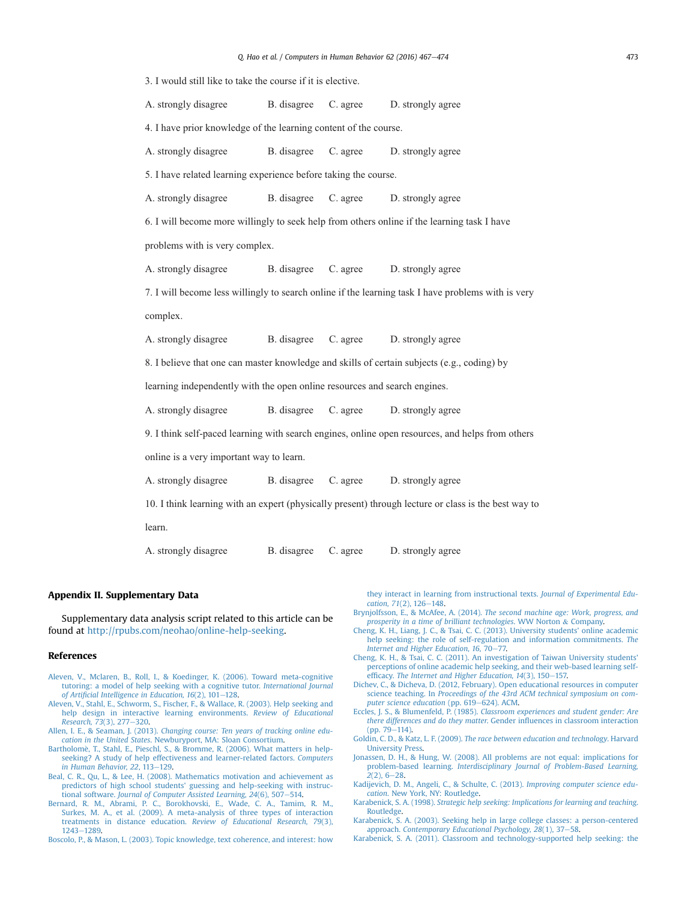3. I would still like to take the course if it is elective.

A. strongly disagree B. disagree C. agree D. strongly agree

4. I have prior knowledge of the learning content of the course.

A. strongly disagree B. disagree C. agree D. strongly agree

5. I have related learning experience before taking the course.

A. strongly disagree B. disagree C. agree D. strongly agree

6. I will become more willingly to seek help from others online if the learning task I have problems with is very complex.

A. strongly disagree B. disagree C. agree D. strongly agree

7. I will become less willingly to search online if the learning task I have problems with is very complex.

A. strongly disagree B. disagree C. agree D. strongly agree

8. I believe that one can master knowledge and skills of certain subjects (e.g., coding) by learning independently with the open online resources and search engines.

A. strongly disagree B. disagree C. agree D. strongly agree

9. I think self-paced learning with search engines, online open resources, and helps from others online is a very important way to learn.

A. strongly disagree B. disagree C. agree D. strongly agree

10. I think learning with an expert (physically present) through lecture or class is the best way to learn.

A. strongly disagree B. disagree C. agree D. strongly agree

## Appendix II. Supplementary Data

Supplementary data analysis script related to this article can be found at http://rpubs.com/neohao/online-help-seeking.

## References

Aleven, V., Mclaren, B., Roll, I., & Koedinger, K. (2006). Toward meta-cognitive tutoring: a model of help seeking with a cognitive tutor. *International Journal of Artificial Intelligence in Education, 16*(2), 101–128.

Aleven, V., Stahl, E., Schworm, S., Fischer, F., & Wallace, R. (2003). Help seeking and help design in interactive learning environments. *Review of Educational Research, 73*(3), 277–320.

Allen, I. E., & Seaman, J. (2013). *Changing course: Ten years of tracking online education in the United States*. Newburyport, MA: Sloan Consortium.

Bartholomè, T., Stahl, E., Pieschl, S., & Bromme, R. (2006). What matters in help-seeking? A study of help effectiveness and learner-related factors. *Computers in Human Behavior, 22*, 113–129.

Beal, C. R., Qu, L., & Lee, H. (2008). Mathematics motivation and achievement as predictors of high school students' guessing and help-seeking with instructional software. *Journal of Computer Assisted Learning, 24*(6), 507–514.

Bernard, R. M., Abrami, P. C., Borokhovski, E., Wade, C. A., Tamim, R. M., Surkes, M. A., et al. (2009). A meta-analysis of three types of interaction treatments in distance education. *Review of Educational Research, 79*(3), 1243–1289.

Boscolo, P., & Mason, L. (2003). Topic knowledge, text coherence, and interest: how they interact in learning from instructional texts. *Journal of Experimental Education, 71*(2), 126–148.

Brynjolfsson, E., & McAfee, A. (2014). *The second machine age: Work, progress, and prosperity in a time of brilliant technologies*. WW Norton & Company.

Cheng, K. H., Liang, J. C., & Tsai, C. C. (2013). University students' online academic help seeking: the role of self-regulation and information commitments. *The Internet and Higher Education, 16*, 70–77.

Cheng, K. H., & Tsai, C. C. (2011). An investigation of Taiwan University students' perceptions of online academic help seeking, and their web-based learning self-efficacy. *The Internet and Higher Education, 14*(3), 150–157.

Dichev, C., & Dicheva, D. (2012, February). Open educational resources in computer science teaching. In *Proceedings of the 43rd ACM technical symposium on computer science education* (pp. 619–624). ACM.

Eccles, J. S., & Blumenfeld, P. (1985). *Classroom experiences and student gender: Are there differences and do they matter*. Gender influences in classroom interaction (pp. 79–114).

Goldin, C. D., & Katz, L. F. (2009). *The race between education and technology*. Harvard University Press.

Jonassen, D. H., & Hung, W. (2008). All problems are not equal: implications for problem-based learning. *Interdisciplinary Journal of Problem-Based Learning, 2*(2), 6–28.

Kadijevich, D. M., Angeli, C., & Schulte, C. (2013). *Improving computer science education*. New York, NY: Routledge.

Karabenick, S. A. (1998). *Strategic help seeking: Implications for learning and teaching*. Routledge.

Karabenick, S. A. (2003). Seeking help in large college classes: a person-centered approach. *Contemporary Educational Psychology, 28*(1), 37–58.

Karabenick, S. A. (2011). Classroom and technology-supported help seeking: the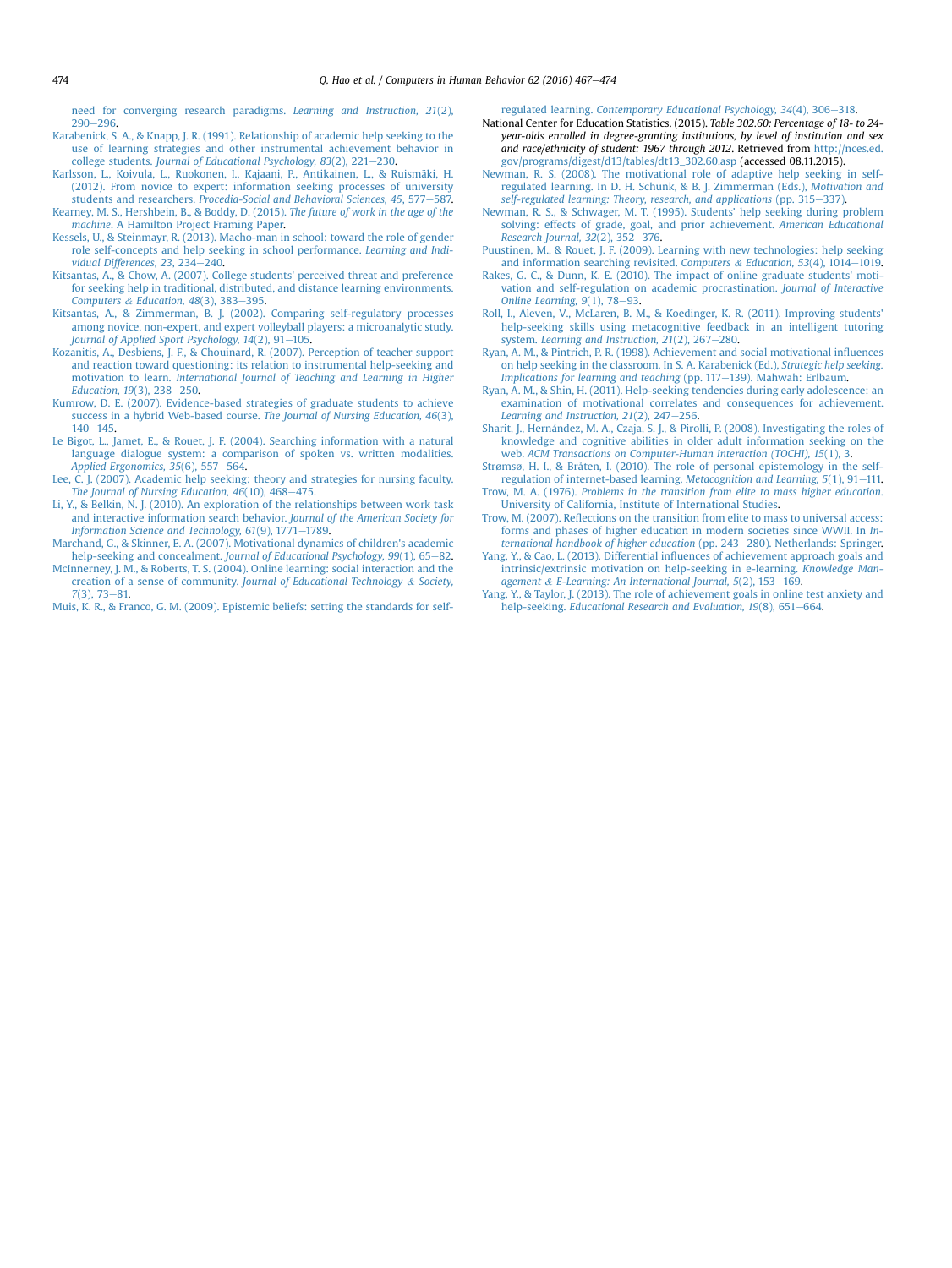need for converging research paradigms. *Learning and Instruction, 21*(2), 290–296.

Karabenick, S. A., & Knapp, J. R. (1991). Relationship of academic help seeking to the use of learning strategies and other instrumental achievement behavior in college students. *Journal of Educational Psychology, 83*(2), 221–230.

Karlsson, L., Koivula, L., Ruokonen, I., Kajaani, P., Antikainen, L., & Ruismäki, H. (2012). From novice to expert: information seeking processes of university students and researchers. *Procedia-Social and Behavioral Sciences, 45*, 577–587.

Kearney, M. S., Hershbein, B., & Boddy, D. (2015). *The future of work in the age of the machine*. A Hamilton Project Framing Paper.

Kessels, U., & Steinmayr, R. (2013). Macho-man in school: toward the role of gender role self-concepts and help seeking in school performance. *Learning and Individual Differences, 23*, 234–240.

Kitsantas, A., & Chow, A. (2007). College students' perceived threat and preference for seeking help in traditional, distributed, and distance learning environments. *Computers & Education, 48*(3), 383–395.

Kitsantas, A., & Zimmerman, B. J. (2002). Comparing self-regulatory processes among novice, non-expert, and expert volleyball players: a microanalytic study. *Journal of Applied Sport Psychology, 14*(2), 91–105.

Kozanitis, A., Desbiens, J. F., & Chouinard, R. (2007). Perception of teacher support and reaction toward questioning: its relation to instrumental help-seeking and motivation to learn. *International Journal of Teaching and Learning in Higher Education, 19*(3), 238–250.

Kumrow, D. E. (2007). Evidence-based strategies of graduate students to achieve success in a hybrid Web-based course. *The Journal of Nursing Education, 46*(3), 140–145.

Le Bigot, L., Jamet, E., & Rouet, J. F. (2004). Searching information with a natural language dialogue system: a comparison of spoken vs. written modalities. *Applied Ergonomics, 35*(6), 557–564.

Lee, C. J. (2007). Academic help seeking: theory and strategies for nursing faculty. *The Journal of Nursing Education, 46*(10), 468–475.

Li, Y., & Belkin, N. J. (2010). An exploration of the relationships between work task and interactive information search behavior. *Journal of the American Society for Information Science and Technology, 61*(9), 1771–1789.

Marchand, G., & Skinner, E. A. (2007). Motivational dynamics of children's academic help-seeking and concealment. *Journal of Educational Psychology, 99*(1), 65–82.

McInnerney, J. M., & Roberts, T. S. (2004). Online learning: social interaction and the creation of a sense of community. *Journal of Educational Technology & Society, 7*(3), 73–81.

Muis, K. R., & Franco, G. M. (2009). Epistemic beliefs: setting the standards for self-regulated learning. *Contemporary Educational Psychology, 34*(4), 306–318.

National Center for Education Statistics. (2015). *Table 302.60: Percentage of 18- to 24-year-olds enrolled in degree-granting institutions, by level of institution and sex and race/ethnicity of student: 1967 through 2012*. Retrieved from http://nces.ed.gov/programs/digest/d13/tables/dt13_302.60.asp (accessed 08.11.2015).

Newman, R. S. (2008). The motivational role of adaptive help seeking in self-regulated learning. In D. H. Schunk, & B. J. Zimmerman (Eds.), *Motivation and self-regulated learning: Theory, research, and applications* (pp. 315–337).

Newman, R. S., & Schwager, M. T. (1995). Students' help seeking during problem solving: effects of grade, goal, and prior achievement. *American Educational Research Journal, 32*(2), 352–376.

Puustinen, M., & Rouet, J. F. (2009). Learning with new technologies: help seeking and information searching revisited. *Computers & Education, 53*(4), 1014–1019.

Rakes, G. C., & Dunn, K. E. (2010). The impact of online graduate students' motivation and self-regulation on academic procrastination. *Journal of Interactive Online Learning, 9*(1), 78–93.

Roll, I., Aleven, V., McLaren, B. M., & Koedinger, K. R. (2011). Improving students' help-seeking skills using metacognitive feedback in an intelligent tutoring system. *Learning and Instruction, 21*(2), 267–280.

Ryan, A. M., & Pintrich, P. R. (1998). Achievement and social motivational influences on help seeking in the classroom. In S. A. Karabenick (Ed.), *Strategic help seeking. Implications for learning and teaching* (pp. 117–139). Mahwah: Erlbaum.

Ryan, A. M., & Shin, H. (2011). Help-seeking tendencies during early adolescence: an examination of motivational correlates and consequences for achievement. *Learning and Instruction, 21*(2), 247–256.

Sharit, J., Hernández, M. A., Czaja, S. J., & Pirolli, P. (2008). Investigating the roles of knowledge and cognitive abilities in older adult information seeking on the web. *ACM Transactions on Computer-Human Interaction (TOCHI), 15*(1), 3.

Strømsø, H. I., & Bråten, I. (2010). The role of personal epistemology in the self-regulation of internet-based learning. *Metacognition and Learning, 5*(1), 91–111.

Trow, M. A. (1976). *Problems in the transition from elite to mass higher education*. University of California, Institute of International Studies.

Trow, M. (2007). Reflections on the transition from elite to mass to universal access: forms and phases of higher education in modern societies since WWII. In *International handbook of higher education* (pp. 243–280). Netherlands: Springer.

Yang, Y., & Cao, L. (2013). Differential influences of achievement approach goals and intrinsic/extrinsic motivation on help-seeking in e-learning. *Knowledge Management & E-Learning: An International Journal, 5*(2), 153–169.

Yang, Y., & Taylor, J. (2013). The role of achievement goals in online test anxiety and help-seeking. *Educational Research and Evaluation, 19*(8), 651–664.